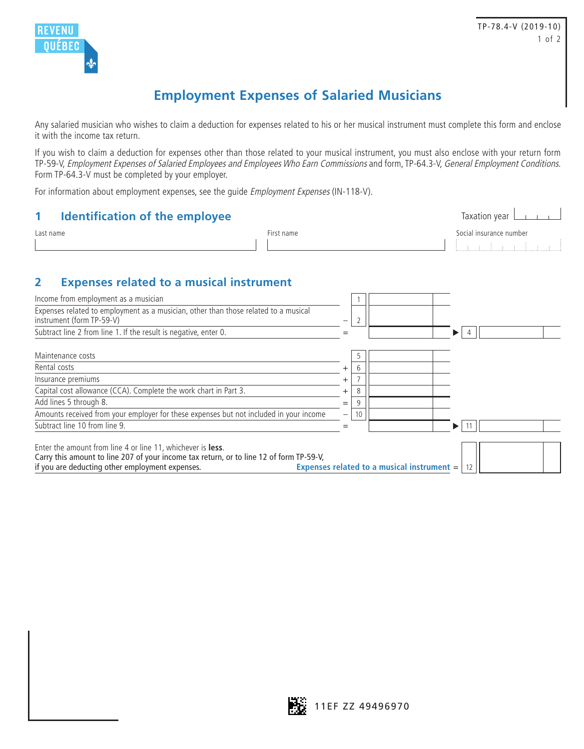REVENU QUÉBEC

TP-78.4-V (2019-10)

# Employment Expenses of Salaried Musicians

Any salaried musician who wishes to claim a deduction for expenses related to his or her musical instrument must complete this form and enclose it with the income tax return.

If you wish to claim a deduction for expenses other than those related to your musical instrument, you must also enclose with your return form TP-59-V, *Employment Expenses of Salaried Employees and Employees Who Earn Commissions* and form, TP-64.3-V, *General Employment Conditions*. Form TP-64.3-V must be completed by your employer.

For information about employment expenses, see the guide *Employment Expenses* (IN-118-V).

## 1 Identification of the employee

Taxation year

| Last name | First name | Social insurance number |
|---|---|---|
| | | |

## 2 Expenses related to a musical instrument

| Description | | Line | Amount | | Line | Amount |
|---|---|---|---|---|---|---|
| Income from employment as a musician | | 1 | | | | |
| Expenses related to employment as a musician, other than those related to a musical instrument (form TP-59-V) | – | 2 | | | | |
| Subtract line 2 from line 1. If the result is negative, enter 0. | = | | | ▶ | 4 | |
| Maintenance costs | | 5 | | | | |
| Rental costs | + | 6 | | | | |
| Insurance premiums | + | 7 | | | | |
| Capital cost allowance (CCA). Complete the work chart in Part 3. | + | 8 | | | | |
| Add lines 5 through 8. | = | 9 | | | | |
| Amounts received from your employer for these expenses but not included in your income | – | 10 | | | | |
| Subtract line 10 from line 9. | = | | | ▶ | 11 | |

Enter the amount from line 4 or line 11, whichever is **less**.
Carry this amount to line 207 of your income tax return, or to line 12 of form TP-59-V, if you are deducting other employment expenses. **Expenses related to a musical instrument** = 12

11EF ZZ 49496970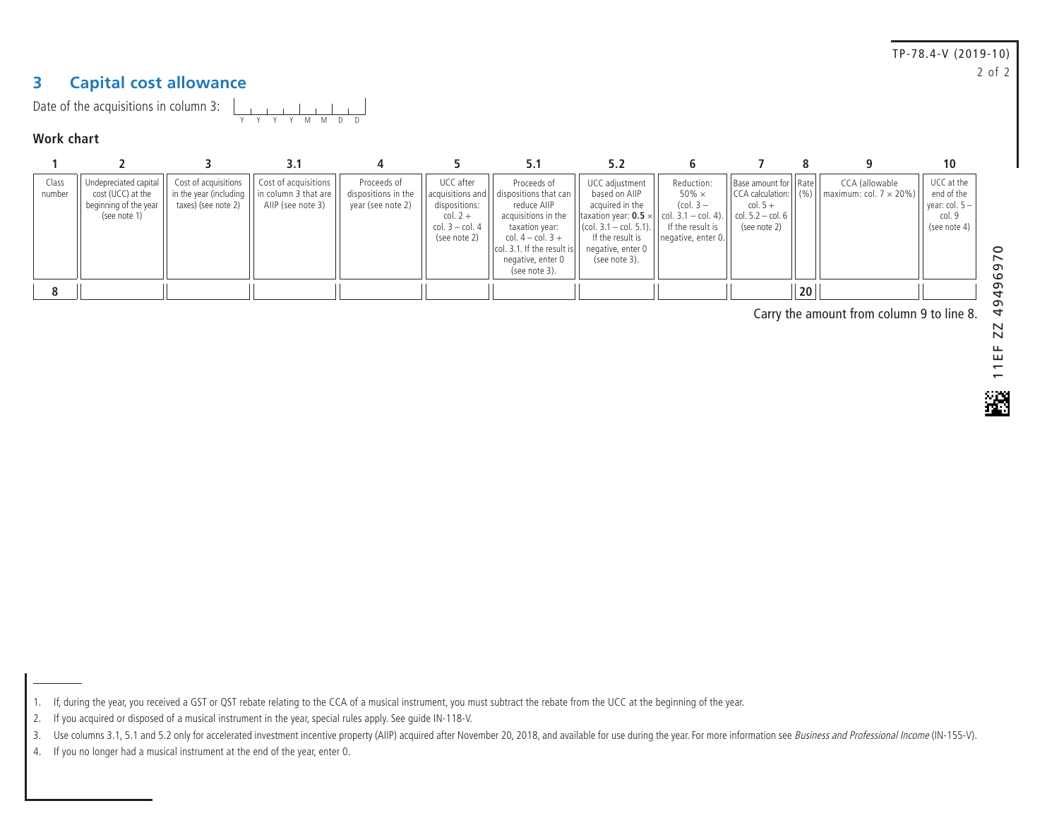## 3 Capital cost allowance

Date of the acquisitions in column 3: Y Y Y Y M M D D

### Work chart

| 1 | 2 | 3 | 3.1 | 4 | 5 | 5.1 | 5.2 | 6 | 7 | 8 | 9 | 10 |
|---|---|---|---|---|---|---|---|---|---|---|---|---|
| Class number | Undepreciated capital cost (UCC) at the beginning of the year (see note 1) | Cost of acquisitions in the year (including taxes) (see note 2) | Cost of acquisitions in column 3 that are AIIP (see note 3) | Proceeds of dispositions in the year (see note 2) | UCC after acquisitions and dispositions: col. 2 + col. 3 − col. 4 (see note 2) | Proceeds of dispositions that can reduce AIIP acquisitions in the taxation year: col. 4 − col. 3 + col. 3.1. If the result is negative, enter 0 (see note 3). | UCC adjustment based on AIIP acquired in the taxation year: **0.5** × (col. 3.1 − col. 5.1). If the result is negative, enter 0 (see note 3). | Reduction: 50% × (col. 3 − col. 3.1 − col. 4). If the result is negative, enter 0. | Base amount for CCA calculation: col. 5 + col. 5.2 − col. 6 (see note 2) | Rate (%) | CCA (allowable maximum: col. 7 × 20%) | UCC at the end of the year: col. 5 − col. 9 (see note 4) |
| **8** | | | | | | | | | | **20** | | |

Carry the amount from column 9 to line 8.

---

1. If, during the year, you received a GST or QST rebate relating to the CCA of a musical instrument, you must subtract the rebate from the UCC at the beginning of the year.
2. If you acquired or disposed of a musical instrument in the year, special rules apply. See guide IN-118-V.
3. Use columns 3.1, 5.1 and 5.2 only for accelerated investment incentive property (AIIP) acquired after November 20, 2018, and available for use during the year. For more information see *Business and Professional Income* (IN-155-V).
4. If you no longer had a musical instrument at the end of the year, enter 0.